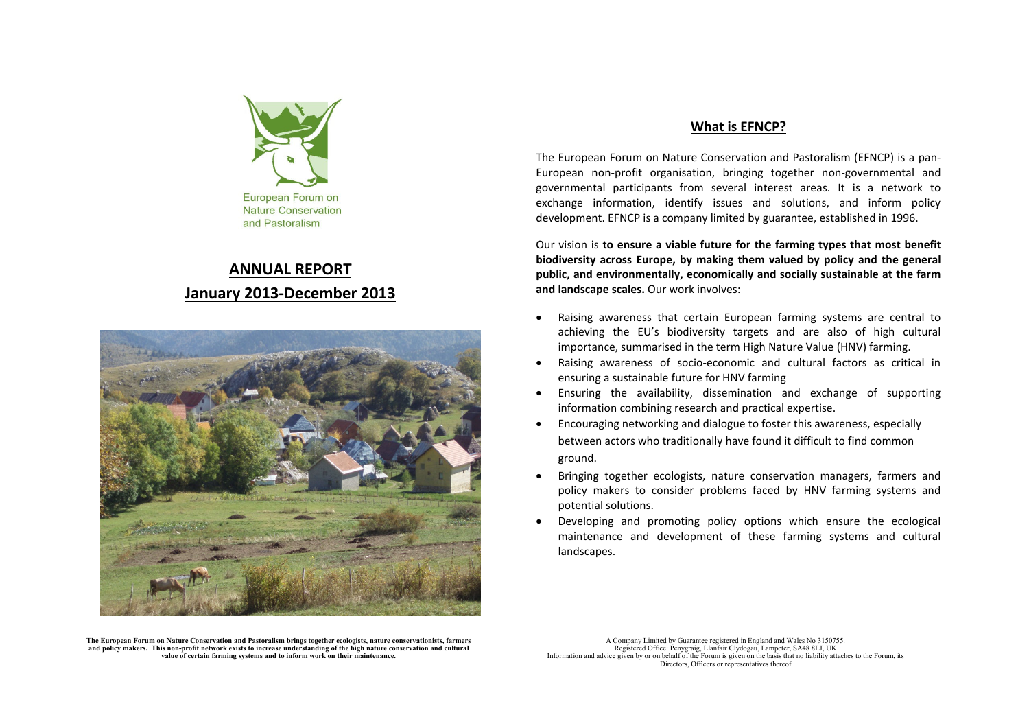European Forum on Nature Conservation and Pastoralism

# ANNUAL REPORT
# January 2013-December 2013

**The European Forum on Nature Conservation and Pastoralism brings together ecologists, nature conservationists, farmers and policy makers. This non-profit network exists to increase understanding of the high nature conservation and cultural value of certain farming systems and to inform work on their maintenance.**

## What is EFNCP?

The European Forum on Nature Conservation and Pastoralism (EFNCP) is a pan-European non-profit organisation, bringing together non-governmental and governmental participants from several interest areas. It is a network to exchange information, identify issues and solutions, and inform policy development. EFNCP is a company limited by guarantee, established in 1996.

Our vision is **to ensure a viable future for the farming types that most benefit biodiversity across Europe, by making them valued by policy and the general public, and environmentally, economically and socially sustainable at the farm and landscape scales.** Our work involves:

- Raising awareness that certain European farming systems are central to achieving the EU's biodiversity targets and are also of high cultural importance, summarised in the term High Nature Value (HNV) farming.
- Raising awareness of socio-economic and cultural factors as critical in ensuring a sustainable future for HNV farming
- Ensuring the availability, dissemination and exchange of supporting information combining research and practical expertise.
- Encouraging networking and dialogue to foster this awareness, especially between actors who traditionally have found it difficult to find common ground.
- Bringing together ecologists, nature conservation managers, farmers and policy makers to consider problems faced by HNV farming systems and potential solutions.
- Developing and promoting policy options which ensure the ecological maintenance and development of these farming systems and cultural landscapes.

A Company Limited by Guarantee registered in England and Wales No 3150755.
Registered Office: Penygraig, Llanfair Clydogau, Lampeter, SA48 8LJ, UK
Information and advice given by or on behalf of the Forum is given on the basis that no liability attaches to the Forum, its Directors, Officers or representatives thereof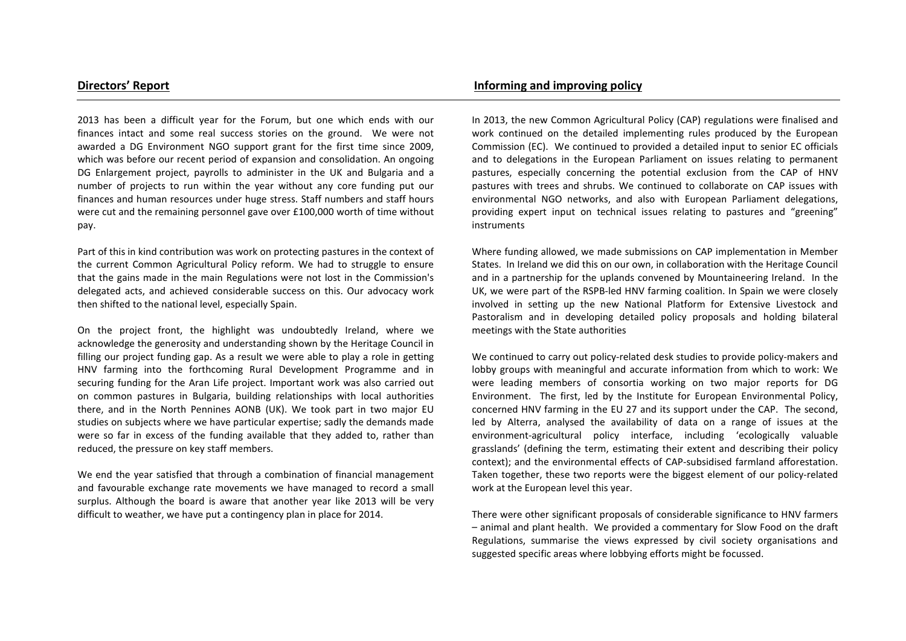## Directors' Report

2013 has been a difficult year for the Forum, but one which ends with our finances intact and some real success stories on the ground. We were not awarded a DG Environment NGO support grant for the first time since 2009, which was before our recent period of expansion and consolidation. An ongoing DG Enlargement project, payrolls to administer in the UK and Bulgaria and a number of projects to run within the year without any core funding put our finances and human resources under huge stress. Staff numbers and staff hours were cut and the remaining personnel gave over £100,000 worth of time without pay.

Part of this in kind contribution was work on protecting pastures in the context of the current Common Agricultural Policy reform. We had to struggle to ensure that the gains made in the main Regulations were not lost in the Commission's delegated acts, and achieved considerable success on this. Our advocacy work then shifted to the national level, especially Spain.

On the project front, the highlight was undoubtedly Ireland, where we acknowledge the generosity and understanding shown by the Heritage Council in filling our project funding gap. As a result we were able to play a role in getting HNV farming into the forthcoming Rural Development Programme and in securing funding for the Aran Life project. Important work was also carried out on common pastures in Bulgaria, building relationships with local authorities there, and in the North Pennines AONB (UK). We took part in two major EU studies on subjects where we have particular expertise; sadly the demands made were so far in excess of the funding available that they added to, rather than reduced, the pressure on key staff members.

We end the year satisfied that through a combination of financial management and favourable exchange rate movements we have managed to record a small surplus. Although the board is aware that another year like 2013 will be very difficult to weather, we have put a contingency plan in place for 2014.

## Informing and improving policy

In 2013, the new Common Agricultural Policy (CAP) regulations were finalised and work continued on the detailed implementing rules produced by the European Commission (EC). We continued to provided a detailed input to senior EC officials and to delegations in the European Parliament on issues relating to permanent pastures, especially concerning the potential exclusion from the CAP of HNV pastures with trees and shrubs. We continued to collaborate on CAP issues with environmental NGO networks, and also with European Parliament delegations, providing expert input on technical issues relating to pastures and "greening" instruments

Where funding allowed, we made submissions on CAP implementation in Member States. In Ireland we did this on our own, in collaboration with the Heritage Council and in a partnership for the uplands convened by Mountaineering Ireland. In the UK, we were part of the RSPB-led HNV farming coalition. In Spain we were closely involved in setting up the new National Platform for Extensive Livestock and Pastoralism and in developing detailed policy proposals and holding bilateral meetings with the State authorities

We continued to carry out policy-related desk studies to provide policy-makers and lobby groups with meaningful and accurate information from which to work: We were leading members of consortia working on two major reports for DG Environment. The first, led by the Institute for European Environmental Policy, concerned HNV farming in the EU 27 and its support under the CAP. The second, led by Alterra, analysed the availability of data on a range of issues at the environment-agricultural policy interface, including 'ecologically valuable grasslands' (defining the term, estimating their extent and describing their policy context); and the environmental effects of CAP-subsidised farmland afforestation. Taken together, these two reports were the biggest element of our policy-related work at the European level this year.

There were other significant proposals of considerable significance to HNV farmers – animal and plant health. We provided a commentary for Slow Food on the draft Regulations, summarise the views expressed by civil society organisations and suggested specific areas where lobbying efforts might be focussed.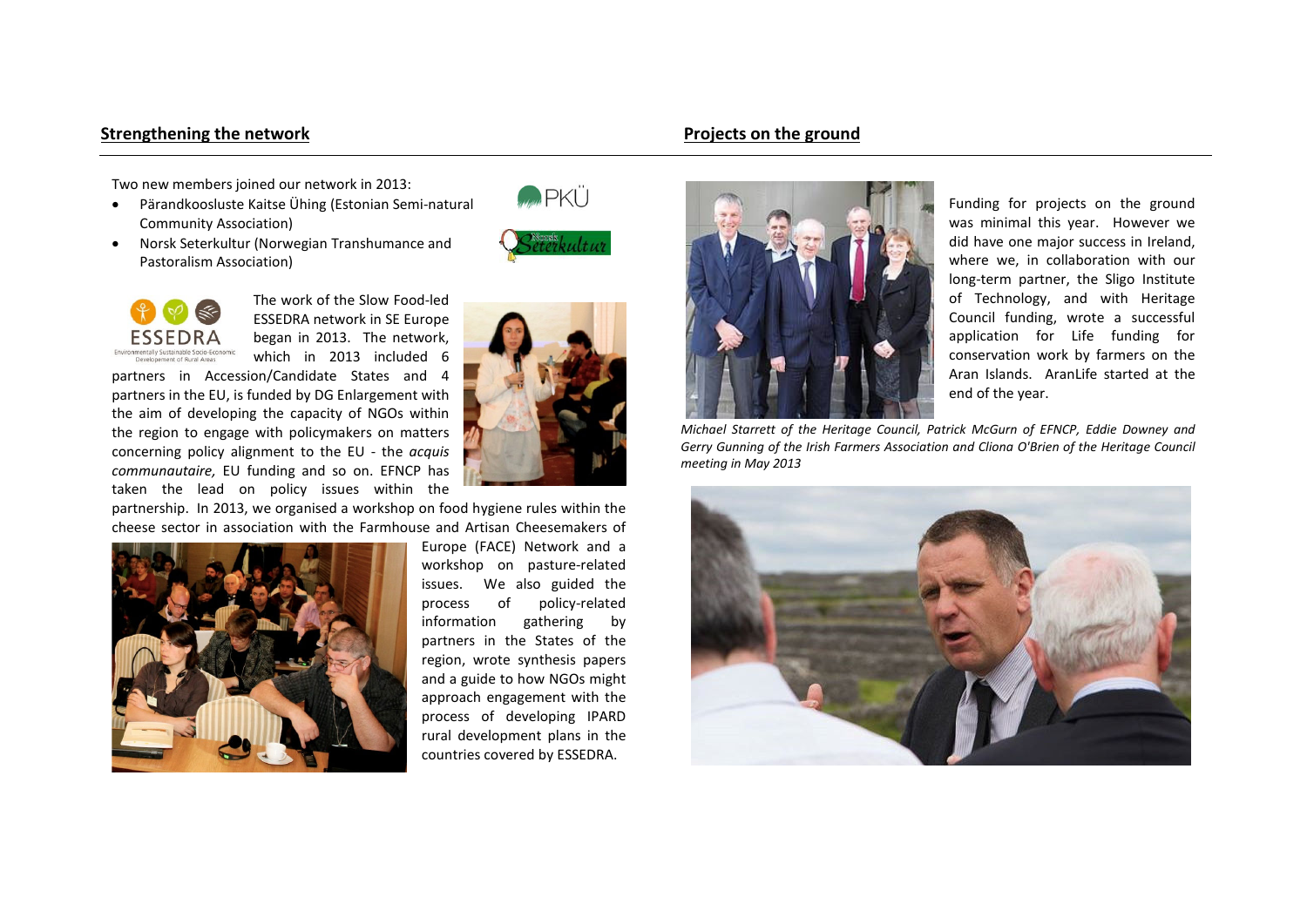## Strengthening the network

Two new members joined our network in 2013:

- Pärandkoosluste Kaitse Ühing (Estonian Semi-natural Community Association)
- Norsk Seterkultur (Norwegian Transhumance and Pastoralism Association)

The work of the Slow Food-led ESSEDRA network in SE Europe began in 2013. The network, which in 2013 included 6 partners in Accession/Candidate States and 4 partners in the EU, is funded by DG Enlargement with the aim of developing the capacity of NGOs within the region to engage with policymakers on matters concerning policy alignment to the EU - the *acquis communautaire,* EU funding and so on. EFNCP has taken the lead on policy issues within the partnership. In 2013, we organised a workshop on food hygiene rules within the cheese sector in association with the Farmhouse and Artisan Cheesemakers of Europe (FACE) Network and a workshop on pasture-related issues. We also guided the process of policy-related information gathering by partners in the States of the region, wrote synthesis papers and a guide to how NGOs might approach engagement with the process of developing IPARD rural development plans in the countries covered by ESSEDRA.

## Projects on the ground

Funding for projects on the ground was minimal this year. However we did have one major success in Ireland, where we, in collaboration with our long-term partner, the Sligo Institute of Technology, and with Heritage Council funding, wrote a successful application for Life funding for conservation work by farmers on the Aran Islands. AranLife started at the end of the year.

*Michael Starrett of the Heritage Council, Patrick McGurn of EFNCP, Eddie Downey and Gerry Gunning of the Irish Farmers Association and Cliona O'Brien of the Heritage Council meeting in May 2013*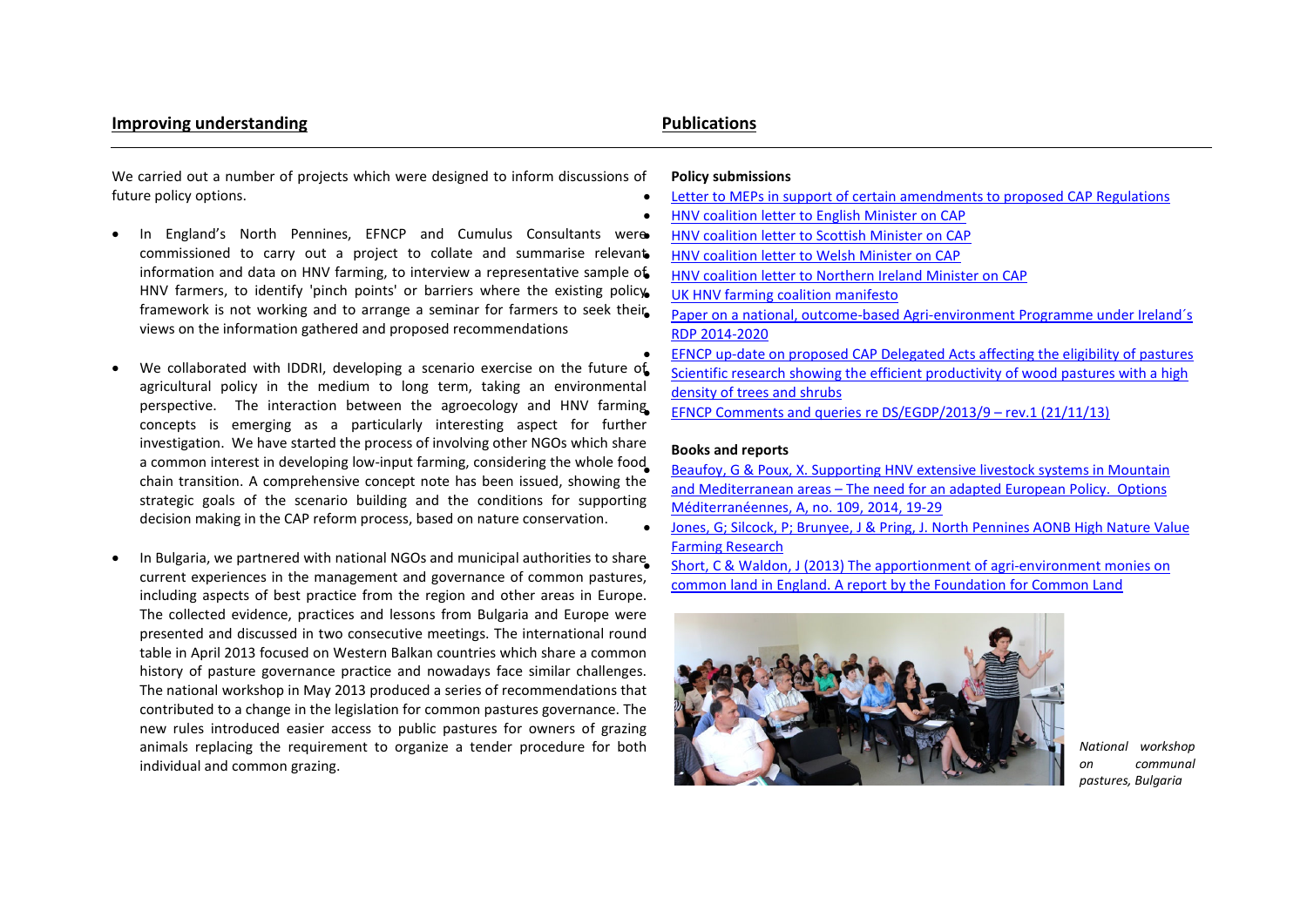## Improving understanding

We carried out a number of projects which were designed to inform discussions of future policy options.

- In England's North Pennines, EFNCP and Cumulus Consultants were commissioned to carry out a project to collate and summarise relevant information and data on HNV farming, to interview a representative sample of HNV farmers, to identify 'pinch points' or barriers where the existing policy framework is not working and to arrange a seminar for farmers to seek their views on the information gathered and proposed recommendations

- We collaborated with IDDRI, developing a scenario exercise on the future of agricultural policy in the medium to long term, taking an environmental perspective. The interaction between the agroecology and HNV farming concepts is emerging as a particularly interesting aspect for further investigation. We have started the process of involving other NGOs which share a common interest in developing low-input farming, considering the whole food chain transition. A comprehensive concept note has been issued, showing the strategic goals of the scenario building and the conditions for supporting decision making in the CAP reform process, based on nature conservation.

- In Bulgaria, we partnered with national NGOs and municipal authorities to share current experiences in the management and governance of common pastures, including aspects of best practice from the region and other areas in Europe. The collected evidence, practices and lessons from Bulgaria and Europe were presented and discussed in two consecutive meetings. The international round table in April 2013 focused on Western Balkan countries which share a common history of pasture governance practice and nowadays face similar challenges. The national workshop in May 2013 produced a series of recommendations that contributed to a change in the legislation for common pastures governance. The new rules introduced easier access to public pastures for owners of grazing animals replacing the requirement to organize a tender procedure for both individual and common grazing.

## Publications

**Policy submissions**

- Letter to MEPs in support of certain amendments to proposed CAP Regulations
- HNV coalition letter to English Minister on CAP
- HNV coalition letter to Scottish Minister on CAP
- HNV coalition letter to Welsh Minister on CAP
- HNV coalition letter to Northern Ireland Minister on CAP
- UK HNV farming coalition manifesto
- Paper on a national, outcome-based Agri-environment Programme under Ireland´s RDP 2014-2020
- EFNCP up-date on proposed CAP Delegated Acts affecting the eligibility of pastures
- Scientific research showing the efficient productivity of wood pastures with a high density of trees and shrubs
- EFNCP Comments and queries re DS/EGDP/2013/9 – rev.1 (21/11/13)

**Books and reports**

- Beaufoy, G & Poux, X. Supporting HNV extensive livestock systems in Mountain and Mediterranean areas – The need for an adapted European Policy. Options Méditerranéennes, A, no. 109, 2014, 19-29
- Jones, G; Silcock, P; Brunyee, J & Pring, J. North Pennines AONB High Nature Value Farming Research
- Short, C & Waldon, J (2013) The apportionment of agri-environment monies on common land in England. A report by the Foundation for Common Land

*National workshop on communal pastures, Bulgaria*